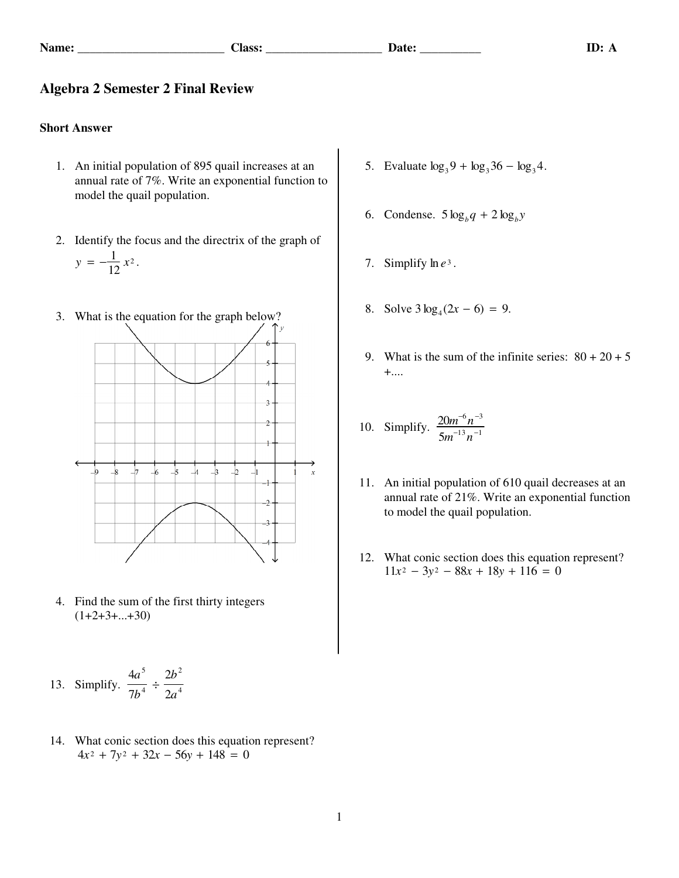Name: ________________________ Class: ___________________ Date: __________ ID: A

# Algebra 2 Semester 2 Final Review

## Short Answer

1. An initial population of 895 quail increases at an annual rate of 7%. Write an exponential function to model the quail population.

2. Identify the focus and the directrix of the graph of $y = -\frac{1}{12}x^2$.

3. What is the equation for the graph below?

4. Find the sum of the first thirty integers (1+2+3+...+30)

5. Evaluate $\log_3 9 + \log_3 36 - \log_3 4$.

6. Condense. $5\log_b q + 2\log_b y$

7. Simplify $\ln e^3$.

8. Solve $3\log_4(2x - 6) = 9$.

9. What is the sum of the infinite series: 80 + 20 + 5 +....

10. Simplify. $\dfrac{20m^{-6}n^{-3}}{5m^{-13}n^{-1}}$

11. An initial population of 610 quail decreases at an annual rate of 21%. Write an exponential function to model the quail population.

12. What conic section does this equation represent? $11x^2 - 3y^2 - 88x + 18y + 116 = 0$

13. Simplify. $\dfrac{4a^5}{7b^4} \div \dfrac{2b^2}{2a^4}$

14. What conic section does this equation represent? $4x^2 + 7y^2 + 32x - 56y + 148 = 0$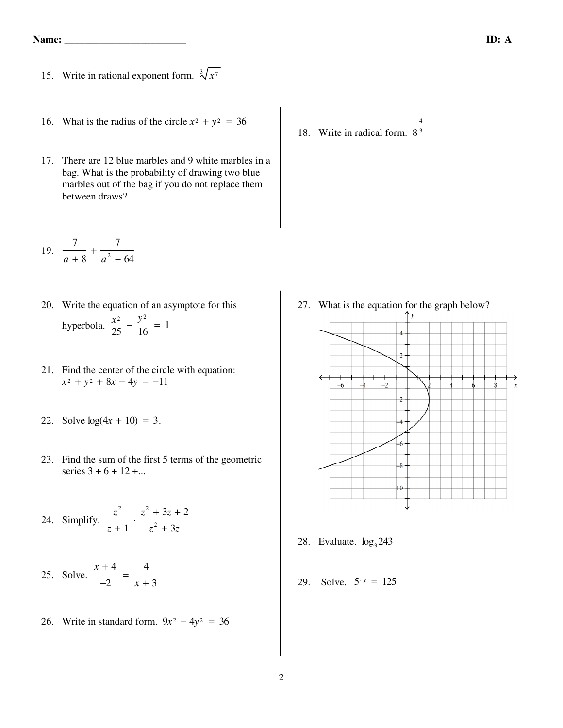**Name:** ________________________ **ID: A**

15. Write in rational exponent form. $\sqrt[3]{x^7}$

16. What is the radius of the circle $x^2 + y^2 = 36$

17. There are 12 blue marbles and 9 white marbles in a bag. What is the probability of drawing two blue marbles out of the bag if you do not replace them between draws?

18. Write in radical form. $8^{\frac{4}{3}}$

19. $\dfrac{7}{a+8} + \dfrac{7}{a^2 - 64}$

20. Write the equation of an asymptote for this hyperbola. $\dfrac{x^2}{25} - \dfrac{y^2}{16} = 1$

21. Find the center of the circle with equation: $x^2 + y^2 + 8x - 4y = -11$

22. Solve $\log(4x + 10) = 3$.

23. Find the sum of the first 5 terms of the geometric series 3 + 6 + 12 +...

24. Simplify. $\dfrac{z^2}{z+1} \cdot \dfrac{z^2 + 3z + 2}{z^2 + 3z}$

25. Solve. $\dfrac{x+4}{-2} = \dfrac{4}{x+3}$

26. Write in standard form. $9x^2 - 4y^2 = 36$

27. What is the equation for the graph below?

28. Evaluate. $\log_3 243$

29. Solve. $5^{4x} = 125$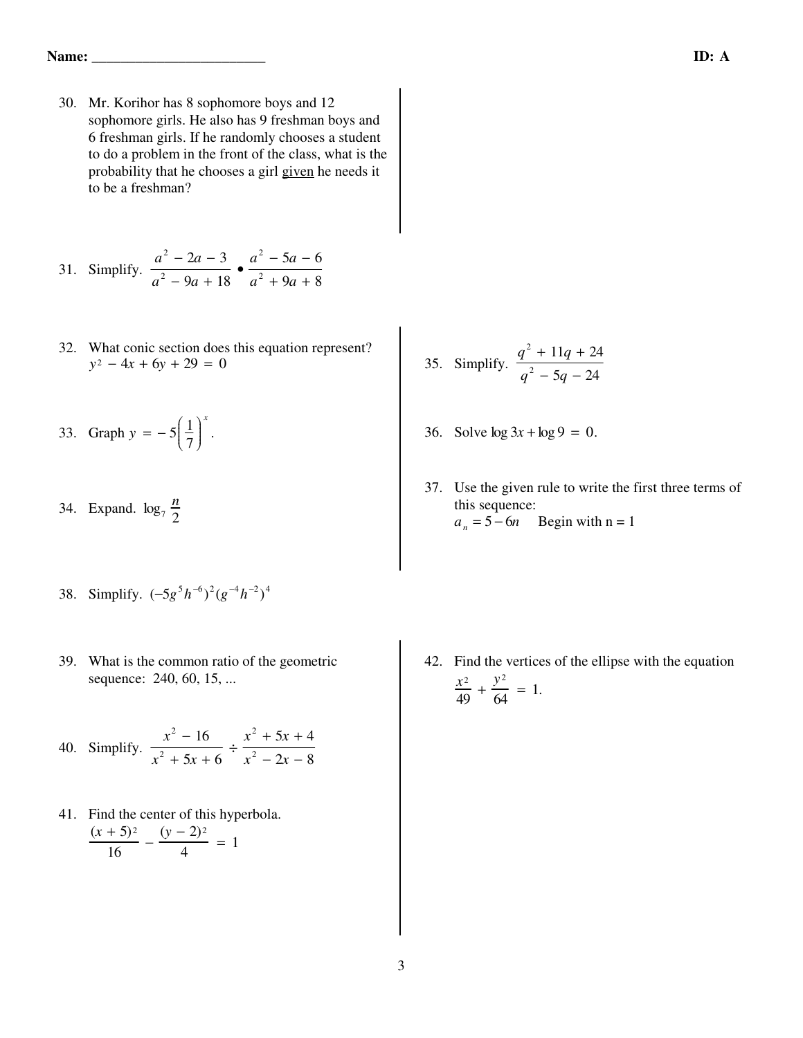Name: ________________________ ID: A

30. Mr. Korihor has 8 sophomore boys and 12 sophomore girls. He also has 9 freshman boys and 6 freshman girls. If he randomly chooses a student to do a problem in the front of the class, what is the probability that he chooses a girl given he needs it to be a freshman?

31. Simplify. $\dfrac{a^2 - 2a - 3}{a^2 - 9a + 18} \bullet \dfrac{a^2 - 5a - 6}{a^2 + 9a + 8}$

32. What conic section does this equation represent? $y^2 - 4x + 6y + 29 = 0$

33. Graph $y = -5\left(\dfrac{1}{7}\right)^x$.

34. Expand. $\log_7 \dfrac{n}{2}$

35. Simplify. $\dfrac{q^2 + 11q + 24}{q^2 - 5q - 24}$

36. Solve $\log 3x + \log 9 = 0$.

37. Use the given rule to write the first three terms of this sequence:
$a_n = 5 - 6n$ Begin with n = 1

38. Simplify. $(-5g^5h^{-6})^2(g^{-4}h^{-2})^4$

39. What is the common ratio of the geometric sequence: 240, 60, 15, ...

40. Simplify. $\dfrac{x^2 - 16}{x^2 + 5x + 6} \div \dfrac{x^2 + 5x + 4}{x^2 - 2x - 8}$

41. Find the center of this hyperbola.
$\dfrac{(x + 5)^2}{16} - \dfrac{(y - 2)^2}{4} = 1$

42. Find the vertices of the ellipse with the equation $\dfrac{x^2}{49} + \dfrac{y^2}{64} = 1$.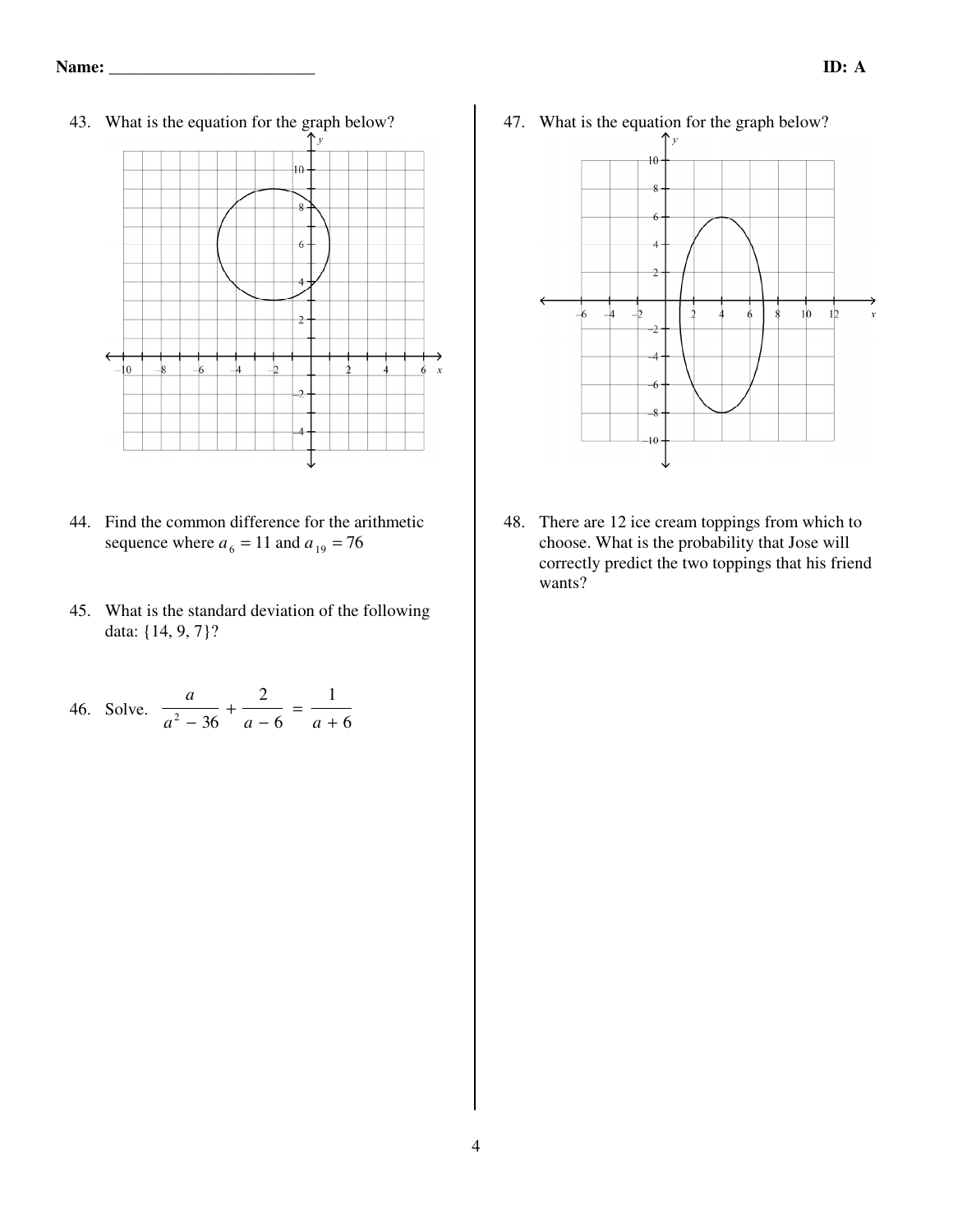Name: ________________________ ID: A

43. What is the equation for the graph below?

44. Find the common difference for the arithmetic sequence where $a_6 = 11$ and $a_{19} = 76$

45. What is the standard deviation of the following data: {14, 9, 7}?

46. Solve. $\dfrac{a}{a^2 - 36} + \dfrac{2}{a - 6} = \dfrac{1}{a + 6}$

47. What is the equation for the graph below?

48. There are 12 ice cream toppings from which to choose. What is the probability that Jose will correctly predict the two toppings that his friend wants?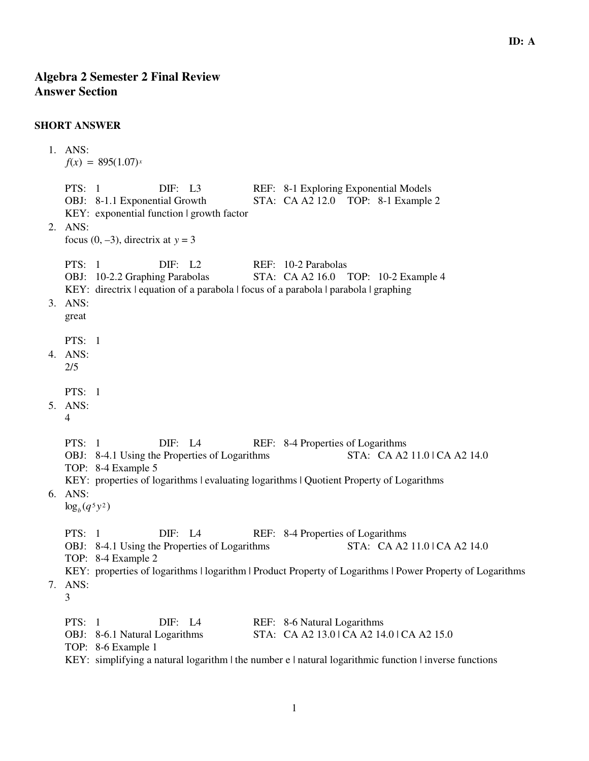ID: A

# Algebra 2 Semester 2 Final Review
# Answer Section

## SHORT ANSWER

1. ANS:
   $f(x) = 895(1.07)^x$

   PTS: 1 DIF: L3 REF: 8-1 Exploring Exponential Models
   OBJ: 8-1.1 Exponential Growth STA: CA A2 12.0 TOP: 8-1 Example 2
   KEY: exponential function | growth factor

2. ANS:
   focus (0, –3), directrix at $y = 3$

   PTS: 1 DIF: L2 REF: 10-2 Parabolas
   OBJ: 10-2.2 Graphing Parabolas STA: CA A2 16.0 TOP: 10-2 Example 4
   KEY: directrix | equation of a parabola | focus of a parabola | parabola | graphing

3. ANS:
   great

   PTS: 1

4. ANS:
   2/5

   PTS: 1

5. ANS:
   4

   PTS: 1 DIF: L4 REF: 8-4 Properties of Logarithms
   OBJ: 8-4.1 Using the Properties of Logarithms STA: CA A2 11.0 | CA A2 14.0
   TOP: 8-4 Example 5
   KEY: properties of logarithms | evaluating logarithms | Quotient Property of Logarithms

6. ANS:
   $\log_b(q^5 y^2)$

   PTS: 1 DIF: L4 REF: 8-4 Properties of Logarithms
   OBJ: 8-4.1 Using the Properties of Logarithms STA: CA A2 11.0 | CA A2 14.0
   TOP: 8-4 Example 2
   KEY: properties of logarithms | logarithm | Product Property of Logarithms | Power Property of Logarithms

7. ANS:
   3

   PTS: 1 DIF: L4 REF: 8-6 Natural Logarithms
   OBJ: 8-6.1 Natural Logarithms STA: CA A2 13.0 | CA A2 14.0 | CA A2 15.0
   TOP: 8-6 Example 1
   KEY: simplifying a natural logarithm | the number e | natural logarithmic function | inverse functions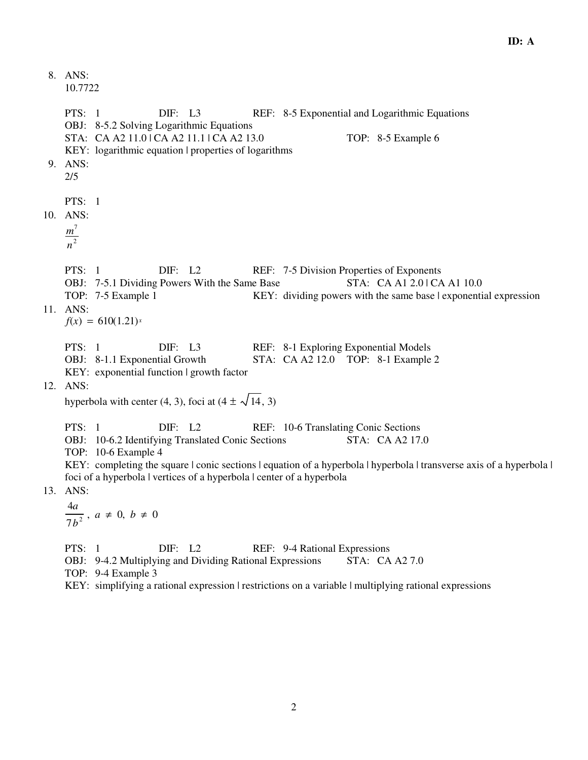**ID: A**

8. ANS:
   10.7722

   PTS: 1 DIF: L3 REF: 8-5 Exponential and Logarithmic Equations
   OBJ: 8-5.2 Solving Logarithmic Equations
   STA: CA A2 11.0 | CA A2 11.1 | CA A2 13.0 TOP: 8-5 Example 6
   KEY: logarithmic equation | properties of logarithms

9. ANS:
   2/5

   PTS: 1

10. ANS:
    $\dfrac{m^7}{n^2}$

    PTS: 1 DIF: L2 REF: 7-5 Division Properties of Exponents
    OBJ: 7-5.1 Dividing Powers With the Same Base STA: CA A1 2.0 | CA A1 10.0
    TOP: 7-5 Example 1 KEY: dividing powers with the same base | exponential expression

11. ANS:
    $f(x) = 610(1.21)^x$

    PTS: 1 DIF: L3 REF: 8-1 Exploring Exponential Models
    OBJ: 8-1.1 Exponential Growth STA: CA A2 12.0 TOP: 8-1 Example 2
    KEY: exponential function | growth factor

12. ANS:
    hyperbola with center (4, 3), foci at $(4 \pm \sqrt{14}, 3)$

    PTS: 1 DIF: L2 REF: 10-6 Translating Conic Sections
    OBJ: 10-6.2 Identifying Translated Conic Sections STA: CA A2 17.0
    TOP: 10-6 Example 4
    KEY: completing the square | conic sections | equation of a hyperbola | hyperbola | transverse axis of a hyperbola | foci of a hyperbola | vertices of a hyperbola | center of a hyperbola

13. ANS:
    $\dfrac{4a}{7b^2},\ a \neq 0,\ b \neq 0$

    PTS: 1 DIF: L2 REF: 9-4 Rational Expressions
    OBJ: 9-4.2 Multiplying and Dividing Rational Expressions STA: CA A2 7.0
    TOP: 9-4 Example 3
    KEY: simplifying a rational expression | restrictions on a variable | multiplying rational expressions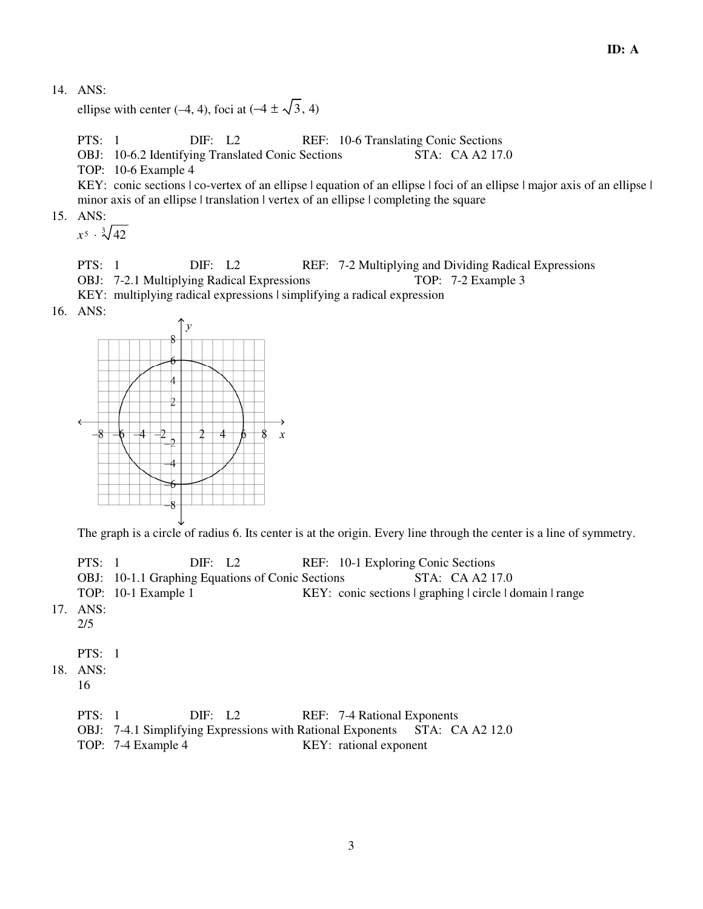14. ANS:
   ellipse with center (–4, 4), foci at $(-4 \pm \sqrt{3}, 4)$

   PTS: 1 DIF: L2 REF: 10-6 Translating Conic Sections
   OBJ: 10-6.2 Identifying Translated Conic Sections STA: CA A2 17.0
   TOP: 10-6 Example 4
   KEY: conic sections | co-vertex of an ellipse | equation of an ellipse | foci of an ellipse | major axis of an ellipse | minor axis of an ellipse | translation | vertex of an ellipse | completing the square

15. ANS:
   $x^5 \cdot \sqrt[3]{42}$

   PTS: 1 DIF: L2 REF: 7-2 Multiplying and Dividing Radical Expressions
   OBJ: 7-2.1 Multiplying Radical Expressions TOP: 7-2 Example 3
   KEY: multiplying radical expressions | simplifying a radical expression

16. ANS:

   The graph is a circle of radius 6. Its center is at the origin. Every line through the center is a line of symmetry.

   PTS: 1 DIF: L2 REF: 10-1 Exploring Conic Sections
   OBJ: 10-1.1 Graphing Equations of Conic Sections STA: CA A2 17.0
   TOP: 10-1 Example 1 KEY: conic sections | graphing | circle | domain | range

17. ANS:
   2/5

   PTS: 1

18. ANS:
   16

   PTS: 1 DIF: L2 REF: 7-4 Rational Exponents
   OBJ: 7-4.1 Simplifying Expressions with Rational Exponents STA: CA A2 12.0
   TOP: 7-4 Example 4 KEY: rational exponent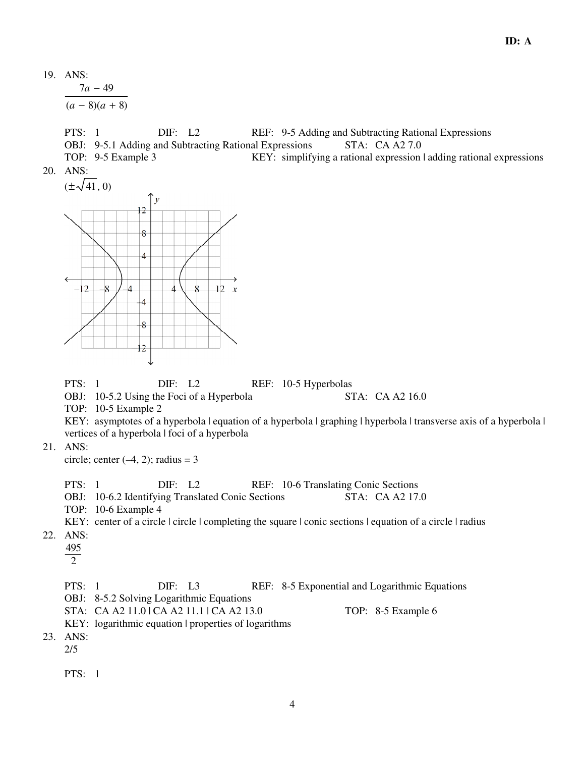19. ANS:

$$\frac{7a - 49}{(a - 8)(a + 8)}$$

PTS: 1 DIF: L2 REF: 9-5 Adding and Subtracting Rational Expressions
OBJ: 9-5.1 Adding and Subtracting Rational Expressions STA: CA A2 7.0
TOP: 9-5 Example 3 KEY: simplifying a rational expression | adding rational expressions

20. ANS:

$(\pm\sqrt{41}, 0)$

PTS: 1 DIF: L2 REF: 10-5 Hyperbolas
OBJ: 10-5.2 Using the Foci of a Hyperbola STA: CA A2 16.0
TOP: 10-5 Example 2
KEY: asymptotes of a hyperbola | equation of a hyperbola | graphing | hyperbola | transverse axis of a hyperbola | vertices of a hyperbola | foci of a hyperbola

21. ANS:

circle; center (–4, 2); radius = 3

PTS: 1 DIF: L2 REF: 10-6 Translating Conic Sections
OBJ: 10-6.2 Identifying Translated Conic Sections STA: CA A2 17.0
TOP: 10-6 Example 4
KEY: center of a circle | circle | completing the square | conic sections | equation of a circle | radius

22. ANS:

$$\frac{495}{2}$$

PTS: 1 DIF: L3 REF: 8-5 Exponential and Logarithmic Equations
OBJ: 8-5.2 Solving Logarithmic Equations
STA: CA A2 11.0 | CA A2 11.1 | CA A2 13.0 TOP: 8-5 Example 6
KEY: logarithmic equation | properties of logarithms

23. ANS:

2/5

PTS: 1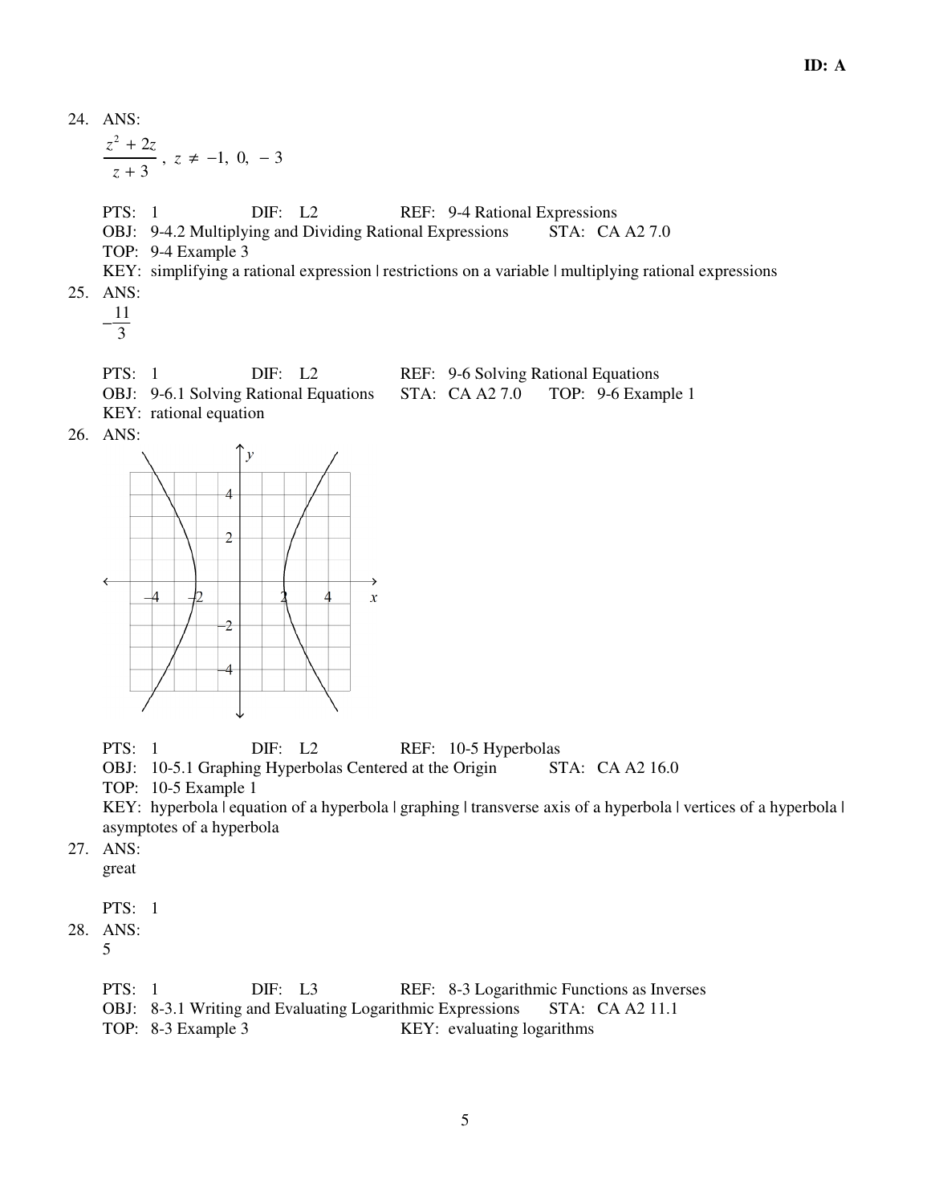24. ANS:

$\dfrac{z^2 + 2z}{z + 3}$, $z \neq -1,\ 0,\ -3$

PTS: 1 DIF: L2 REF: 9-4 Rational Expressions
OBJ: 9-4.2 Multiplying and Dividing Rational Expressions STA: CA A2 7.0
TOP: 9-4 Example 3
KEY: simplifying a rational expression | restrictions on a variable | multiplying rational expressions

25. ANS:

$-\dfrac{11}{3}$

PTS: 1 DIF: L2 REF: 9-6 Solving Rational Equations
OBJ: 9-6.1 Solving Rational Equations STA: CA A2 7.0 TOP: 9-6 Example 1
KEY: rational equation

26. ANS:

PTS: 1 DIF: L2 REF: 10-5 Hyperbolas
OBJ: 10-5.1 Graphing Hyperbolas Centered at the Origin STA: CA A2 16.0
TOP: 10-5 Example 1
KEY: hyperbola | equation of a hyperbola | graphing | transverse axis of a hyperbola | vertices of a hyperbola | asymptotes of a hyperbola

27. ANS:

great

PTS: 1

28. ANS:

5

PTS: 1 DIF: L3 REF: 8-3 Logarithmic Functions as Inverses
OBJ: 8-3.1 Writing and Evaluating Logarithmic Expressions STA: CA A2 11.1
TOP: 8-3 Example 3 KEY: evaluating logarithms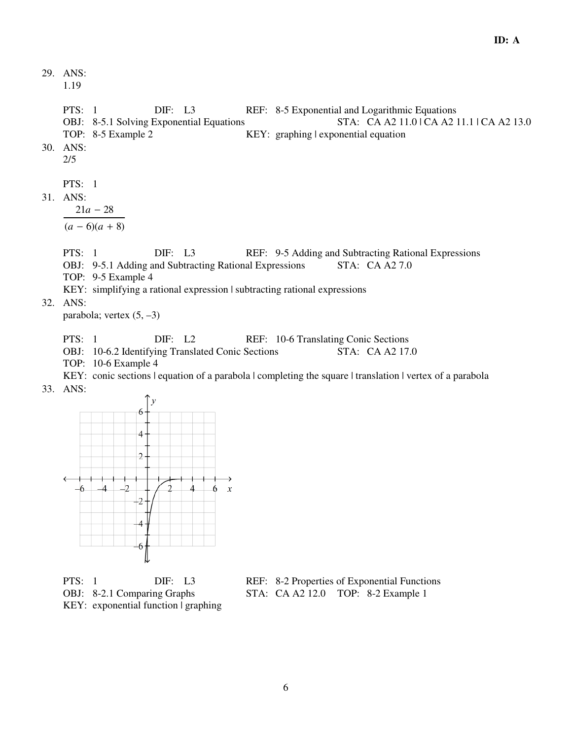**ID: A**

29. ANS:
    1.19

    PTS: 1 DIF: L3 REF: 8-5 Exponential and Logarithmic Equations
    OBJ: 8-5.1 Solving Exponential Equations STA: CA A2 11.0 | CA A2 11.1 | CA A2 13.0
    TOP: 8-5 Example 2 KEY: graphing | exponential equation

30. ANS:
    2/5

    PTS: 1

31. ANS:
    $$\frac{21a - 28}{(a - 6)(a + 8)}$$

    PTS: 1 DIF: L3 REF: 9-5 Adding and Subtracting Rational Expressions
    OBJ: 9-5.1 Adding and Subtracting Rational Expressions STA: CA A2 7.0
    TOP: 9-5 Example 4
    KEY: simplifying a rational expression | subtracting rational expressions

32. ANS:
    parabola; vertex (5, –3)

    PTS: 1 DIF: L2 REF: 10-6 Translating Conic Sections
    OBJ: 10-6.2 Identifying Translated Conic Sections STA: CA A2 17.0
    TOP: 10-6 Example 4
    KEY: conic sections | equation of a parabola | completing the square | translation | vertex of a parabola

33. ANS:

    PTS: 1 DIF: L3 REF: 8-2 Properties of Exponential Functions
    OBJ: 8-2.1 Comparing Graphs STA: CA A2 12.0 TOP: 8-2 Example 1
    KEY: exponential function | graphing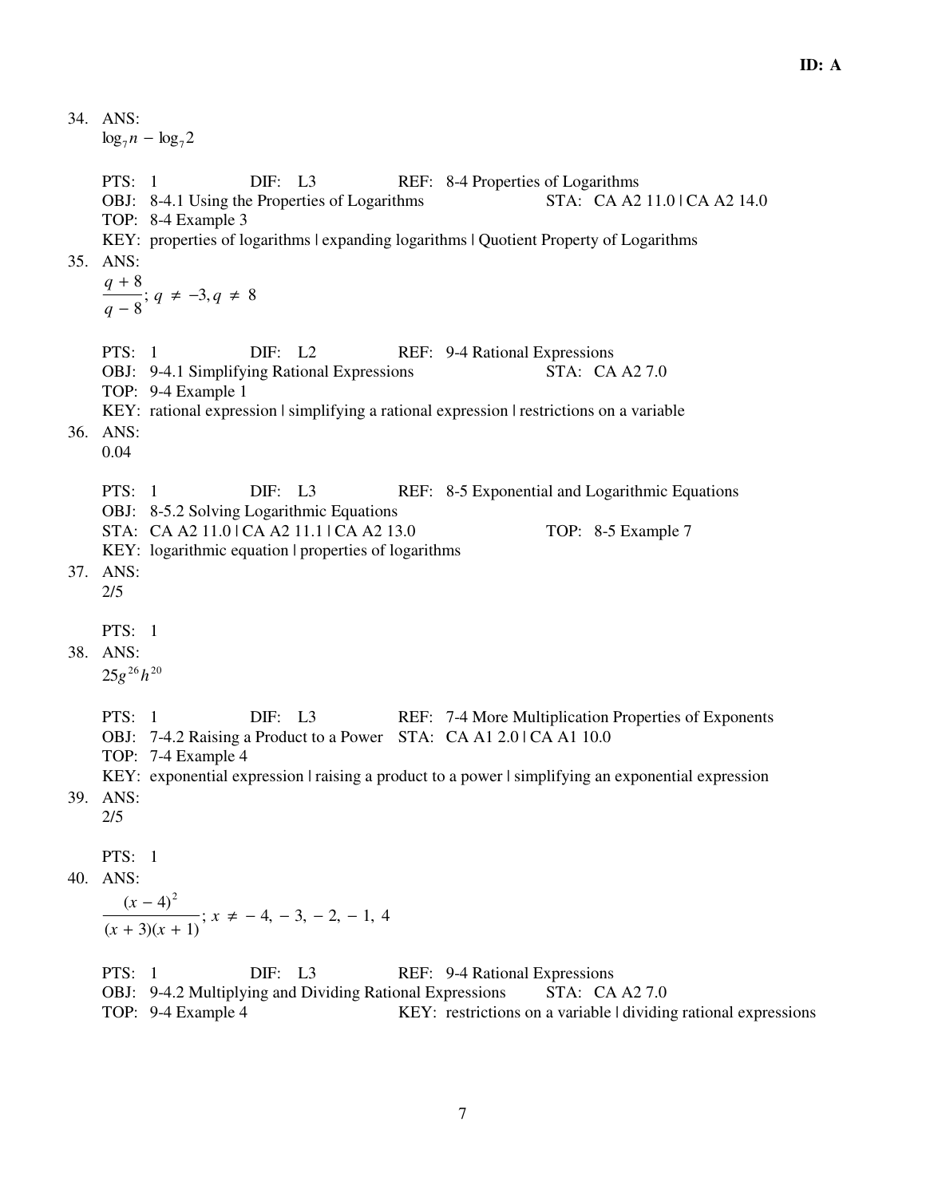34. ANS:
$\log_7 n - \log_7 2$

PTS: 1 DIF: L3 REF: 8-4 Properties of Logarithms
OBJ: 8-4.1 Using the Properties of Logarithms STA: CA A2 11.0 | CA A2 14.0
TOP: 8-4 Example 3
KEY: properties of logarithms | expanding logarithms | Quotient Property of Logarithms

35. ANS:
$\dfrac{q+8}{q-8}$; $q \neq -3, q \neq 8$

PTS: 1 DIF: L2 REF: 9-4 Rational Expressions
OBJ: 9-4.1 Simplifying Rational Expressions STA: CA A2 7.0
TOP: 9-4 Example 1
KEY: rational expression | simplifying a rational expression | restrictions on a variable

36. ANS:
0.04

PTS: 1 DIF: L3 REF: 8-5 Exponential and Logarithmic Equations
OBJ: 8-5.2 Solving Logarithmic Equations
STA: CA A2 11.0 | CA A2 11.1 | CA A2 13.0 TOP: 8-5 Example 7
KEY: logarithmic equation | properties of logarithms

37. ANS:
2/5

PTS: 1

38. ANS:
$25g^{26}h^{20}$

PTS: 1 DIF: L3 REF: 7-4 More Multiplication Properties of Exponents
OBJ: 7-4.2 Raising a Product to a Power STA: CA A1 2.0 | CA A1 10.0
TOP: 7-4 Example 4
KEY: exponential expression | raising a product to a power | simplifying an exponential expression

39. ANS:
2/5

PTS: 1

40. ANS:
$\dfrac{(x-4)^2}{(x+3)(x+1)}$; $x \neq -4, -3, -2, -1, 4$

PTS: 1 DIF: L3 REF: 9-4 Rational Expressions
OBJ: 9-4.2 Multiplying and Dividing Rational Expressions STA: CA A2 7.0
TOP: 9-4 Example 4 KEY: restrictions on a variable | dividing rational expressions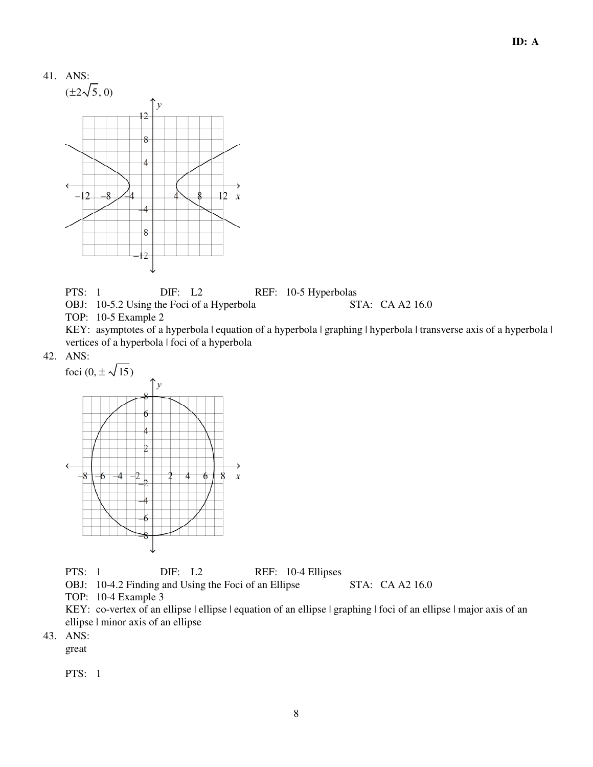41. ANS:

$(\pm 2\sqrt{5}, 0)$

PTS: 1 DIF: L2 REF: 10-5 Hyperbolas
OBJ: 10-5.2 Using the Foci of a Hyperbola STA: CA A2 16.0
TOP: 10-5 Example 2
KEY: asymptotes of a hyperbola | equation of a hyperbola | graphing | hyperbola | transverse axis of a hyperbola | vertices of a hyperbola | foci of a hyperbola

42. ANS:

foci $(0, \pm\sqrt{15})$

PTS: 1 DIF: L2 REF: 10-4 Ellipses
OBJ: 10-4.2 Finding and Using the Foci of an Ellipse STA: CA A2 16.0
TOP: 10-4 Example 3
KEY: co-vertex of an ellipse | ellipse | equation of an ellipse | graphing | foci of an ellipse | major axis of an ellipse | minor axis of an ellipse

43. ANS:

great

PTS: 1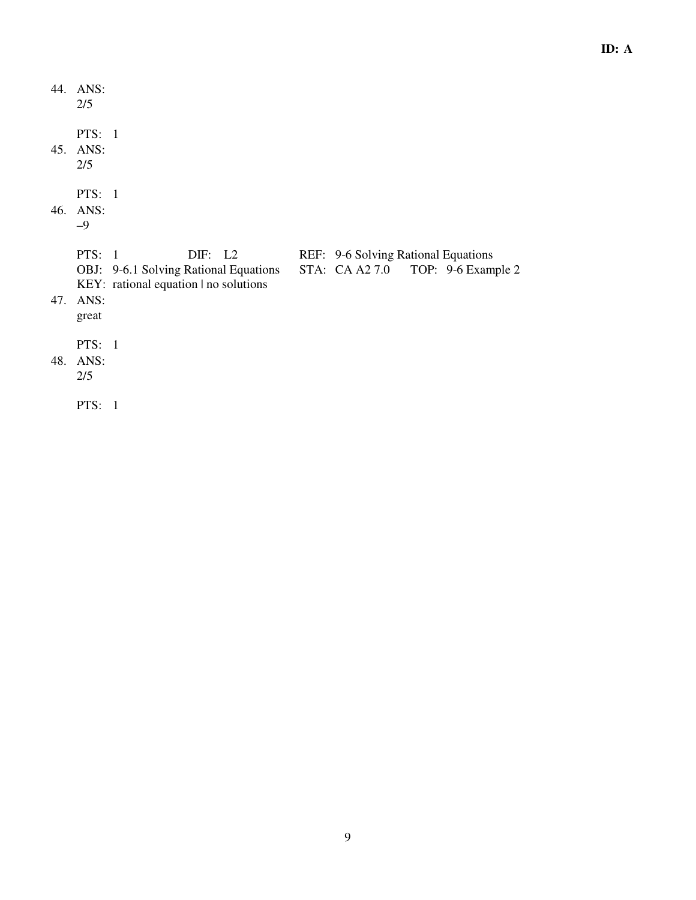44. ANS:
 2/5

 PTS: 1

45. ANS:
 2/5

 PTS: 1

46. ANS:
 –9

 PTS: 1 DIF: L2 REF: 9-6 Solving Rational Equations
 OBJ: 9-6.1 Solving Rational Equations STA: CA A2 7.0 TOP: 9-6 Example 2
 KEY: rational equation | no solutions

47. ANS:
 great

 PTS: 1

48. ANS:
 2/5

 PTS: 1